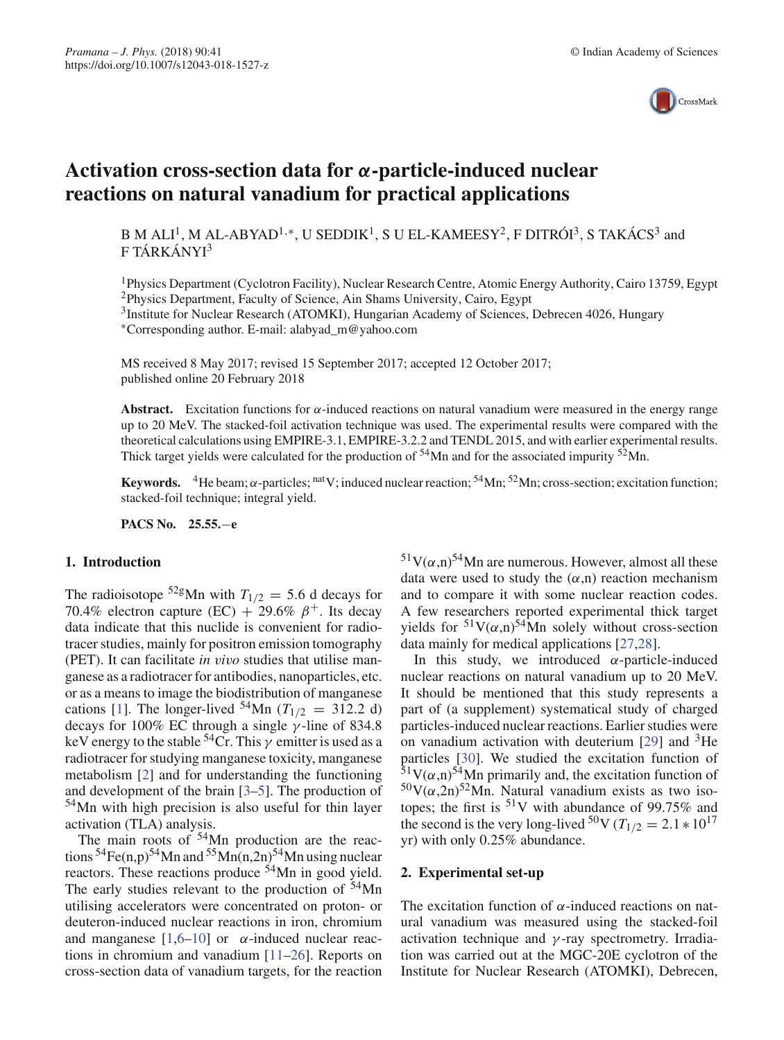# Activation cross-section data for $\alpha$-particle-induced nuclear reactions on natural vanadium for practical applications

B M ALI[1], M AL-ABYAD[1,*], U SEDDIK[1], S U EL-KAMEESY[2], F DITRÓI[3], S TAKÁCS[3] and F TÁRKÁNYI[3]

[1]Physics Department (Cyclotron Facility), Nuclear Research Centre, Atomic Energy Authority, Cairo 13759, Egypt
[2]Physics Department, Faculty of Science, Ain Shams University, Cairo, Egypt
[3]Institute for Nuclear Research (ATOMKI), Hungarian Academy of Sciences, Debrecen 4026, Hungary
*Corresponding author. E-mail: alabyad_m@yahoo.com

MS received 8 May 2017; revised 15 September 2017; accepted 12 October 2017; published online 20 February 2018

**Abstract.** Excitation functions for $\alpha$-induced reactions on natural vanadium were measured in the energy range up to 20 MeV. The stacked-foil activation technique was used. The experimental results were compared with the theoretical calculations using EMPIRE-3.1, EMPIRE-3.2.2 and TENDL 2015, and with earlier experimental results. Thick target yields were calculated for the production of $^{54}$Mn and for the associated impurity $^{52}$Mn.

**Keywords.** $^{4}$He beam; $\alpha$-particles; $^{nat}$V; induced nuclear reaction; $^{54}$Mn; $^{52}$Mn; cross-section; excitation function; stacked-foil technique; integral yield.

**PACS No.** 25.55.−e

## 1. Introduction

The radioisotope $^{52g}$Mn with $T_{1/2} = 5.6$ d decays for 70.4% electron capture (EC) + 29.6% $\beta^{+}$. Its decay data indicate that this nuclide is convenient for radiotracer studies, mainly for positron emission tomography (PET). It can facilitate *in vivo* studies that utilise manganese as a radiotracer for antibodies, nanoparticles, etc. or as a means to image the biodistribution of manganese cations [1]. The longer-lived $^{54}$Mn ($T_{1/2} = 312.2$ d) decays for 100% EC through a single $\gamma$-line of 834.8 keV energy to the stable $^{54}$Cr. This $\gamma$ emitter is used as a radiotracer for studying manganese toxicity, manganese metabolism [2] and for understanding the functioning and development of the brain [3–5]. The production of $^{54}$Mn with high precision is also useful for thin layer activation (TLA) analysis.

The main roots of $^{54}$Mn production are the reactions $^{54}$Fe(n,p)$^{54}$Mn and $^{55}$Mn(n,2n)$^{54}$Mn using nuclear reactors. These reactions produce $^{54}$Mn in good yield. The early studies relevant to the production of $^{54}$Mn utilising accelerators were concentrated on proton- or deuteron-induced nuclear reactions in iron, chromium and manganese [1,6–10] or $\alpha$-induced nuclear reactions in chromium and vanadium [11–26]. Reports on cross-section data of vanadium targets, for the reaction $^{51}$V($\alpha$,n)$^{54}$Mn are numerous. However, almost all these data were used to study the ($\alpha$,n) reaction mechanism and to compare it with some nuclear reaction codes. A few researchers reported experimental thick target yields for $^{51}$V($\alpha$,n)$^{54}$Mn solely without cross-section data mainly for medical applications [27,28].

In this study, we introduced $\alpha$-particle-induced nuclear reactions on natural vanadium up to 20 MeV. It should be mentioned that this study represents a part of (a supplement) systematical study of charged particles-induced nuclear reactions. Earlier studies were on vanadium activation with deuterium [29] and $^{3}$He particles [30]. We studied the excitation function of $^{51}$V($\alpha$,n)$^{54}$Mn primarily and, the excitation function of $^{50}$V($\alpha$,2n)$^{52}$Mn. Natural vanadium exists as two isotopes; the first is $^{51}$V with abundance of 99.75% and the second is the very long-lived $^{50}$V ($T_{1/2} = 2.1 * 10^{17}$ yr) with only 0.25% abundance.

## 2. Experimental set-up

The excitation function of $\alpha$-induced reactions on natural vanadium was measured using the stacked-foil activation technique and $\gamma$-ray spectrometry. Irradiation was carried out at the MGC-20E cyclotron of the Institute for Nuclear Research (ATOMKI), Debrecen,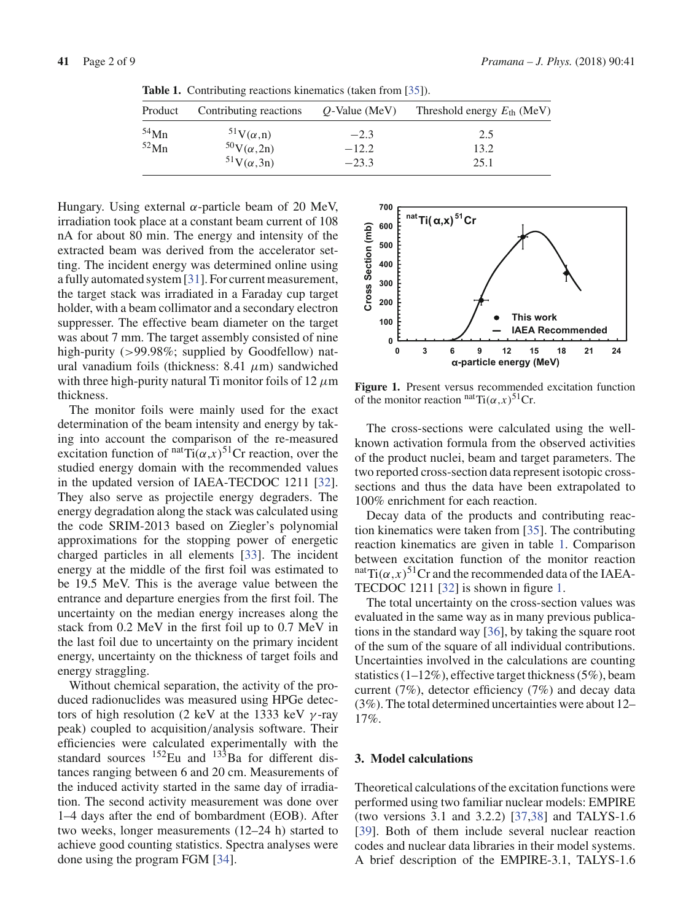**Table 1.** Contributing reactions kinematics (taken from [35]).

| Product | Contributing reactions | $Q$-Value (MeV) | Threshold energy $E_{th}$ (MeV) |
|---|---|---|---|
| $^{54}$Mn | $^{51}$V($\alpha$,n) | −2.3 | 2.5 |
| $^{52}$Mn | $^{50}$V($\alpha$,2n) | −12.2 | 13.2 |
| | $^{51}$V($\alpha$,3n) | −23.3 | 25.1 |

Hungary. Using external $\alpha$-particle beam of 20 MeV, irradiation took place at a constant beam current of 108 nA for about 80 min. The energy and intensity of the extracted beam was derived from the accelerator setting. The incident energy was determined online using a fully automated system [31]. For current measurement, the target stack was irradiated in a Faraday cup target holder, with a beam collimator and a secondary electron suppresser. The effective beam diameter on the target was about 7 mm. The target assembly consisted of nine high-purity (>99.98%; supplied by Goodfellow) natural vanadium foils (thickness: 8.41 $\mu$m) sandwiched with three high-purity natural Ti monitor foils of 12 $\mu$m thickness.

The monitor foils were mainly used for the exact determination of the beam intensity and energy by taking into account the comparison of the re-measured excitation function of $^{nat}$Ti($\alpha$,$x$)$^{51}$Cr reaction, over the studied energy domain with the recommended values in the updated version of IAEA-TECDOC 1211 [32]. They also serve as projectile energy degraders. The energy degradation along the stack was calculated using the code SRIM-2013 based on Ziegler's polynomial approximations for the stopping power of energetic charged particles in all elements [33]. The incident energy at the middle of the first foil was estimated to be 19.5 MeV. This is the average value between the entrance and departure energies from the first foil. The uncertainty on the median energy increases along the stack from 0.2 MeV in the first foil up to 0.7 MeV in the last foil due to uncertainty on the primary incident energy, uncertainty on the thickness of target foils and energy straggling.

Without chemical separation, the activity of the produced radionuclides was measured using HPGe detectors of high resolution (2 keV at the 1333 keV $\gamma$-ray peak) coupled to acquisition/analysis software. Their efficiencies were calculated experimentally with the standard sources $^{152}$Eu and $^{133}$Ba for different distances ranging between 6 and 20 cm. Measurements of the induced activity started in the same day of irradiation. The second activity measurement was done over 1–4 days after the end of bombardment (EOB). After two weeks, longer measurements (12–24 h) started to achieve good counting statistics. Spectra analyses were done using the program FGM [34].

**Figure 1.** Present versus recommended excitation function of the monitor reaction $^{nat}$Ti($\alpha$,$x$)$^{51}$Cr.

The cross-sections were calculated using the well-known activation formula from the observed activities of the product nuclei, beam and target parameters. The two reported cross-section data represent isotopic cross-sections and thus the data have been extrapolated to 100% enrichment for each reaction.

Decay data of the products and contributing reaction kinematics were taken from [35]. The contributing reaction kinematics are given in table 1. Comparison between excitation function of the monitor reaction $^{nat}$Ti($\alpha$,$x$)$^{51}$Cr and the recommended data of the IAEA-TECDOC 1211 [32] is shown in figure 1.

The total uncertainty on the cross-section values was evaluated in the same way as in many previous publications in the standard way [36], by taking the square root of the sum of the square of all individual contributions. Uncertainties involved in the calculations are counting statistics (1–12%), effective target thickness (5%), beam current (7%), detector efficiency (7%) and decay data (3%). The total determined uncertainties were about 12–17%.

## 3. Model calculations

Theoretical calculations of the excitation functions were performed using two familiar nuclear models: EMPIRE (two versions 3.1 and 3.2.2) [37,38] and TALYS-1.6 [39]. Both of them include several nuclear reaction codes and nuclear data libraries in their model systems. A brief description of the EMPIRE-3.1, TALYS-1.6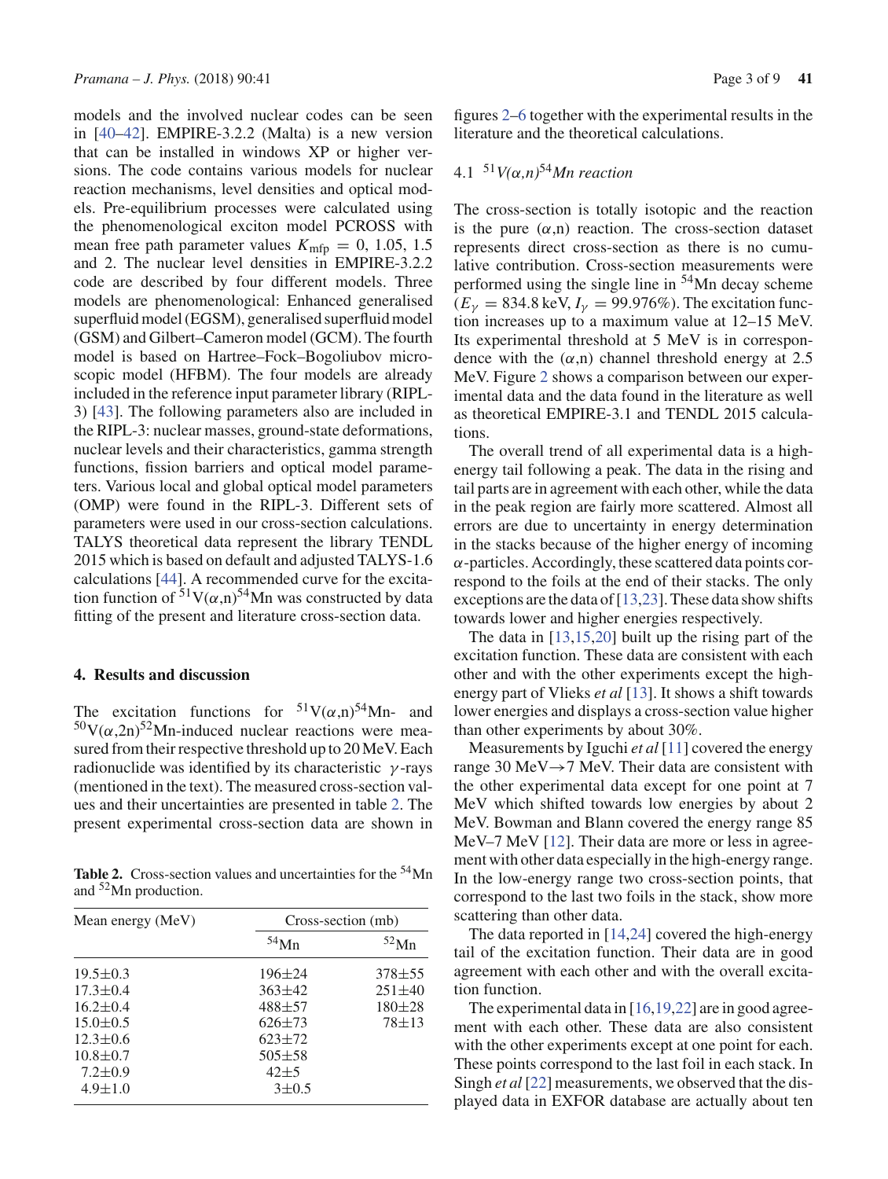models and the involved nuclear codes can be seen in [40–42]. EMPIRE-3.2.2 (Malta) is a new version that can be installed in windows XP or higher versions. The code contains various models for nuclear reaction mechanisms, level densities and optical models. Pre-equilibrium processes were calculated using the phenomenological exciton model PCROSS with mean free path parameter values $K_{\mathrm{mfp}} = 0$, 1.05, 1.5 and 2. The nuclear level densities in EMPIRE-3.2.2 code are described by four different models. Three models are phenomenological: Enhanced generalised superfluid model (EGSM), generalised superfluid model (GSM) and Gilbert–Cameron model (GCM). The fourth model is based on Hartree–Fock–Bogoliubov microscopic model (HFBM). The four models are already included in the reference input parameter library (RIPL-3) [43]. The following parameters also are included in the RIPL-3: nuclear masses, ground-state deformations, nuclear levels and their characteristics, gamma strength functions, fission barriers and optical model parameters. Various local and global optical model parameters (OMP) were found in the RIPL-3. Different sets of parameters were used in our cross-section calculations. TALYS theoretical data represent the library TENDL 2015 which is based on default and adjusted TALYS-1.6 calculations [44]. A recommended curve for the excitation function of $^{51}$V($\alpha$,n)$^{54}$Mn was constructed by data fitting of the present and literature cross-section data.

## 4. Results and discussion

The excitation functions for $^{51}$V($\alpha$,n)$^{54}$Mn- and $^{50}$V($\alpha$,2n)$^{52}$Mn-induced nuclear reactions were measured from their respective threshold up to 20 MeV. Each radionuclide was identified by its characteristic $\gamma$-rays (mentioned in the text). The measured cross-section values and their uncertainties are presented in table 2. The present experimental cross-section data are shown in figures 2–6 together with the experimental results in the literature and the theoretical calculations.

**Table 2.** Cross-section values and uncertainties for the $^{54}$Mn and $^{52}$Mn production.

| Mean energy (MeV) | Cross-section (mb) | |
|---|---|---|
| | $^{54}$Mn | $^{52}$Mn |
| 19.5±0.3 | 196±24 | 378±55 |
| 17.3±0.4 | 363±42 | 251±40 |
| 16.2±0.4 | 488±57 | 180±28 |
| 15.0±0.5 | 626±73 | 78±13 |
| 12.3±0.6 | 623±72 | |
| 10.8±0.7 | 505±58 | |
| 7.2±0.9 | 42±5 | |
| 4.9±1.0 | 3±0.5 | |

### 4.1 $^{51}$V($\alpha$,n)$^{54}$Mn reaction

The cross-section is totally isotopic and the reaction is the pure ($\alpha$,n) reaction. The cross-section dataset represents direct cross-section as there is no cumulative contribution. Cross-section measurements were performed using the single line in $^{54}$Mn decay scheme ($E_\gamma = 834.8$ keV, $I_\gamma = 99.976\%$). The excitation function increases up to a maximum value at 12–15 MeV. Its experimental threshold at 5 MeV is in correspondence with the ($\alpha$,n) channel threshold energy at 2.5 MeV. Figure 2 shows a comparison between our experimental data and the data found in the literature as well as theoretical EMPIRE-3.1 and TENDL 2015 calculations.

The overall trend of all experimental data is a high-energy tail following a peak. The data in the rising and tail parts are in agreement with each other, while the data in the peak region are fairly more scattered. Almost all errors are due to uncertainty in energy determination in the stacks because of the higher energy of incoming $\alpha$-particles. Accordingly, these scattered data points correspond to the foils at the end of their stacks. The only exceptions are the data of [13,23]. These data show shifts towards lower and higher energies respectively.

The data in [13,15,20] built up the rising part of the excitation function. These data are consistent with each other and with the other experiments except the high-energy part of Vlieks *et al* [13]. It shows a shift towards lower energies and displays a cross-section value higher than other experiments by about 30%.

Measurements by Iguchi *et al* [11] covered the energy range 30 MeV→7 MeV. Their data are consistent with the other experimental data except for one point at 7 MeV which shifted towards low energies by about 2 MeV. Bowman and Blann covered the energy range 85 MeV–7 MeV [12]. Their data are more or less in agreement with other data especially in the high-energy range. In the low-energy range two cross-section points, that correspond to the last two foils in the stack, show more scattering than other data.

The data reported in [14,24] covered the high-energy tail of the excitation function. Their data are in good agreement with each other and with the overall excitation function.

The experimental data in [16,19,22] are in good agreement with each other. These data are also consistent with the other experiments except at one point for each. These points correspond to the last foil in each stack. In Singh *et al* [22] measurements, we observed that the displayed data in EXFOR database are actually about ten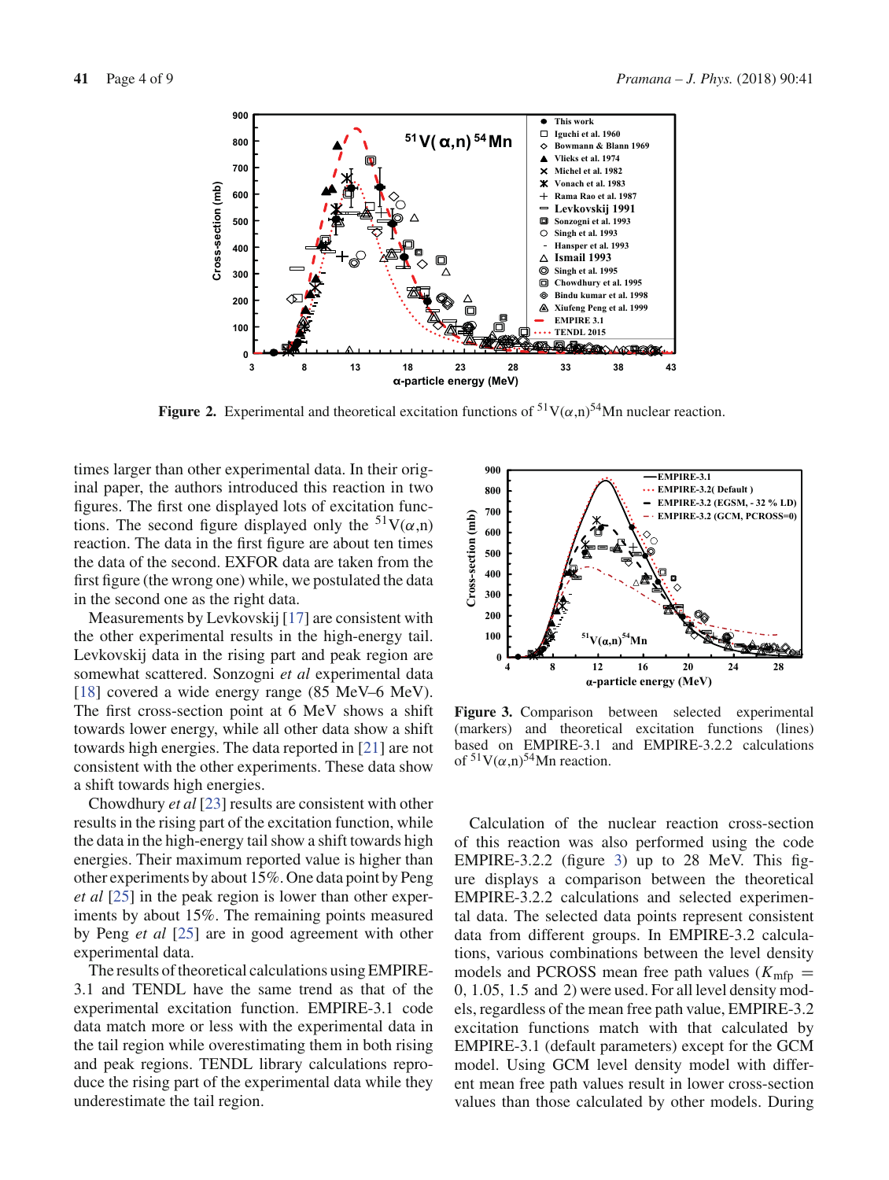**Figure 2.** Experimental and theoretical excitation functions of $^{51}$V($\alpha$,n)$^{54}$Mn nuclear reaction.

times larger than other experimental data. In their original paper, the authors introduced this reaction in two figures. The first one displayed lots of excitation functions. The second figure displayed only the $^{51}$V($\alpha$,n) reaction. The data in the first figure are about ten times the data of the second. EXFOR data are taken from the first figure (the wrong one) while, we postulated the data in the second one as the right data.

Measurements by Levkovskij [17] are consistent with the other experimental results in the high-energy tail. Levkovskij data in the rising part and peak region are somewhat scattered. Sonzogni *et al* experimental data [18] covered a wide energy range (85 MeV–6 MeV). The first cross-section point at 6 MeV shows a shift towards lower energy, while all other data show a shift towards high energies. The data reported in [21] are not consistent with the other experiments. These data show a shift towards high energies.

Chowdhury *et al* [23] results are consistent with other results in the rising part of the excitation function, while the data in the high-energy tail show a shift towards high energies. Their maximum reported value is higher than other experiments by about 15%. One data point by Peng *et al* [25] in the peak region is lower than other experiments by about 15%. The remaining points measured by Peng *et al* [25] are in good agreement with other experimental data.

The results of theoretical calculations using EMPIRE-3.1 and TENDL have the same trend as that of the experimental excitation function. EMPIRE-3.1 code data match more or less with the experimental data in the tail region while overestimating them in both rising and peak regions. TENDL library calculations reproduce the rising part of the experimental data while they underestimate the tail region.

**Figure 3.** Comparison between selected experimental (markers) and theoretical excitation functions (lines) based on EMPIRE-3.1 and EMPIRE-3.2.2 calculations of $^{51}$V($\alpha$,n)$^{54}$Mn reaction.

Calculation of the nuclear reaction cross-section of this reaction was also performed using the code EMPIRE-3.2.2 (figure 3) up to 28 MeV. This figure displays a comparison between the theoretical EMPIRE-3.2.2 calculations and selected experimental data. The selected data points represent consistent data from different groups. In EMPIRE-3.2 calculations, various combinations between the level density models and PCROSS mean free path values ($K_{\text{mfp}}$ = 0, 1.05, 1.5 and 2) were used. For all level density models, regardless of the mean free path value, EMPIRE-3.2 excitation functions match with that calculated by EMPIRE-3.1 (default parameters) except for the GCM model. Using GCM level density model with different mean free path values result in lower cross-section values than those calculated by other models. During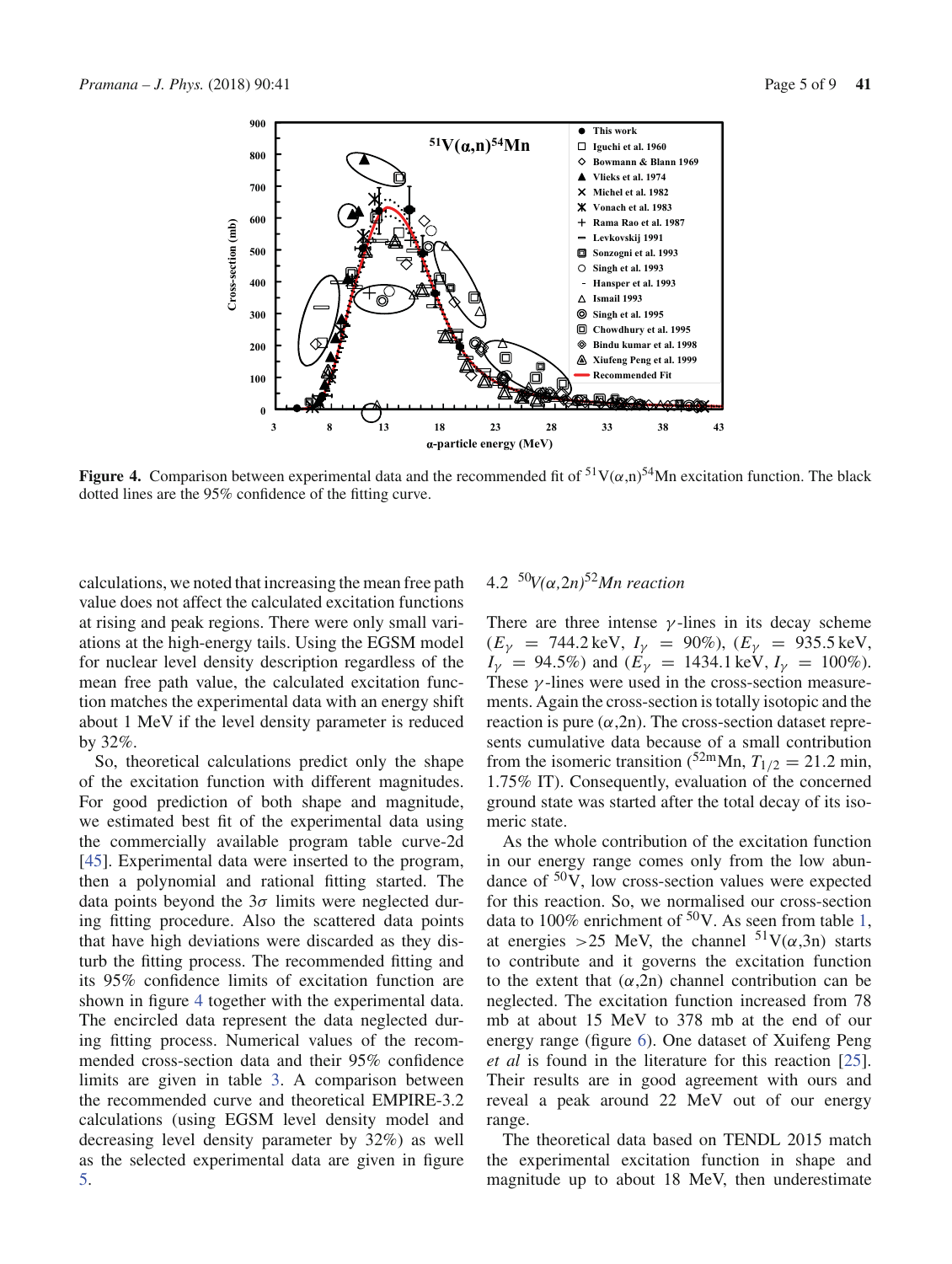**Figure 4.** Comparison between experimental data and the recommended fit of $^{51}V(\alpha,n)^{54}Mn$ excitation function. The black dotted lines are the 95% confidence of the fitting curve.

calculations, we noted that increasing the mean free path value does not affect the calculated excitation functions at rising and peak regions. There were only small variations at the high-energy tails. Using the EGSM model for nuclear level density description regardless of the mean free path value, the calculated excitation function matches the experimental data with an energy shift about 1 MeV if the level density parameter is reduced by 32%.

So, theoretical calculations predict only the shape of the excitation function with different magnitudes. For good prediction of both shape and magnitude, we estimated best fit of the experimental data using the commercially available program table curve-2d [45]. Experimental data were inserted to the program, then a polynomial and rational fitting started. The data points beyond the $3\sigma$ limits were neglected during fitting procedure. Also the scattered data points that have high deviations were discarded as they disturb the fitting process. The recommended fitting and its 95% confidence limits of excitation function are shown in figure 4 together with the experimental data. The encircled data represent the data neglected during fitting process. Numerical values of the recommended cross-section data and their 95% confidence limits are given in table 3. A comparison between the recommended curve and theoretical EMPIRE-3.2 calculations (using EGSM level density model and decreasing level density parameter by 32%) as well as the selected experimental data are given in figure 5.

### 4.2 $^{50}V(\alpha,2n)^{52}Mn$ reaction

There are three intense $\gamma$-lines in its decay scheme ($E_\gamma$ = 744.2 keV, $I_\gamma$ = 90%), ($E_\gamma$ = 935.5 keV, $I_\gamma$ = 94.5%) and ($E_\gamma$ = 1434.1 keV, $I_\gamma$ = 100%). These $\gamma$-lines were used in the cross-section measurements. Again the cross-section is totally isotopic and the reaction is pure $(\alpha,2n)$. The cross-section dataset represents cumulative data because of a small contribution from the isomeric transition ($^{52m}Mn$, $T_{1/2}$ = 21.2 min, 1.75% IT). Consequently, evaluation of the concerned ground state was started after the total decay of its isomeric state.

As the whole contribution of the excitation function in our energy range comes only from the low abundance of $^{50}V$, low cross-section values were expected for this reaction. So, we normalised our cross-section data to 100% enrichment of $^{50}V$. As seen from table 1, at energies >25 MeV, the channel $^{51}V(\alpha,3n)$ starts to contribute and it governs the excitation function to the extent that $(\alpha,2n)$ channel contribution can be neglected. The excitation function increased from 78 mb at about 15 MeV to 378 mb at the end of our energy range (figure 6). One dataset of Xiufeng Peng *et al* is found in the literature for this reaction [25]. Their results are in good agreement with ours and reveal a peak around 22 MeV out of our energy range.

The theoretical data based on TENDL 2015 match the experimental excitation function in shape and magnitude up to about 18 MeV, then underestimate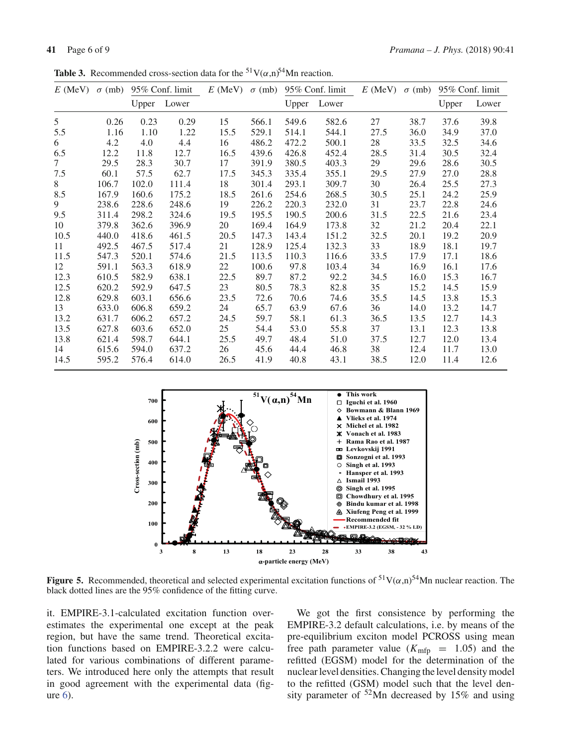**Table 3.** Recommended cross-section data for the $^{51}V(\alpha,n)^{54}Mn$ reaction.

| $E$ (MeV) | $\sigma$ (mb) | 95% Conf. limit | | $E$ (MeV) | $\sigma$ (mb) | 95% Conf. limit | | $E$ (MeV) | $\sigma$ (mb) | 95% Conf. limit | |
|---|---|---|---|---|---|---|---|---|---|---|---|
| | | Upper | Lower | | | Upper | Lower | | | Upper | Lower |
| 5 | 0.26 | 0.23 | 0.29 | 15 | 566.1 | 549.6 | 582.6 | 27 | 38.7 | 37.6 | 39.8 |
| 5.5 | 1.16 | 1.10 | 1.22 | 15.5 | 529.1 | 514.1 | 544.1 | 27.5 | 36.0 | 34.9 | 37.0 |
| 6 | 4.2 | 4.0 | 4.4 | 16 | 486.2 | 472.2 | 500.1 | 28 | 33.5 | 32.5 | 34.6 |
| 6.5 | 12.2 | 11.8 | 12.7 | 16.5 | 439.6 | 426.8 | 452.4 | 28.5 | 31.4 | 30.5 | 32.4 |
| 7 | 29.5 | 28.3 | 30.7 | 17 | 391.9 | 380.5 | 403.3 | 29 | 29.6 | 28.6 | 30.5 |
| 7.5 | 60.1 | 57.5 | 62.7 | 17.5 | 345.3 | 335.4 | 355.1 | 29.5 | 27.9 | 27.0 | 28.8 |
| 8 | 106.7 | 102.0 | 111.4 | 18 | 301.4 | 293.1 | 309.7 | 30 | 26.4 | 25.5 | 27.3 |
| 8.5 | 167.9 | 160.6 | 175.2 | 18.5 | 261.6 | 254.6 | 268.5 | 30.5 | 25.1 | 24.2 | 25.9 |
| 9 | 238.6 | 228.6 | 248.6 | 19 | 226.2 | 220.3 | 232.0 | 31 | 23.7 | 22.8 | 24.6 |
| 9.5 | 311.4 | 298.2 | 324.6 | 19.5 | 195.5 | 190.5 | 200.6 | 31.5 | 22.5 | 21.6 | 23.4 |
| 10 | 379.8 | 362.6 | 396.9 | 20 | 169.4 | 164.9 | 173.8 | 32 | 21.2 | 20.4 | 22.1 |
| 10.5 | 440.0 | 418.6 | 461.5 | 20.5 | 147.3 | 143.4 | 151.2 | 32.5 | 20.1 | 19.2 | 20.9 |
| 11 | 492.5 | 467.5 | 517.4 | 21 | 128.9 | 125.4 | 132.3 | 33 | 18.9 | 18.1 | 19.7 |
| 11.5 | 547.3 | 520.1 | 574.6 | 21.5 | 113.5 | 110.3 | 116.6 | 33.5 | 17.9 | 17.1 | 18.6 |
| 12 | 591.1 | 563.3 | 618.9 | 22 | 100.6 | 97.8 | 103.4 | 34 | 16.9 | 16.1 | 17.6 |
| 12.3 | 610.5 | 582.9 | 638.1 | 22.5 | 89.7 | 87.2 | 92.2 | 34.5 | 16.0 | 15.3 | 16.7 |
| 12.5 | 620.2 | 592.9 | 647.5 | 23 | 80.5 | 78.3 | 82.8 | 35 | 15.2 | 14.5 | 15.9 |
| 12.8 | 629.8 | 603.1 | 656.6 | 23.5 | 72.6 | 70.6 | 74.6 | 35.5 | 14.5 | 13.8 | 15.3 |
| 13 | 633.0 | 606.8 | 659.2 | 24 | 65.7 | 63.9 | 67.6 | 36 | 14.0 | 13.2 | 14.7 |
| 13.2 | 631.7 | 606.2 | 657.2 | 24.5 | 59.7 | 58.1 | 61.3 | 36.5 | 13.5 | 12.7 | 14.3 |
| 13.5 | 627.8 | 603.6 | 652.0 | 25 | 54.4 | 53.0 | 55.8 | 37 | 13.1 | 12.3 | 13.8 |
| 13.8 | 621.4 | 598.7 | 644.1 | 25.5 | 49.7 | 48.4 | 51.0 | 37.5 | 12.7 | 12.0 | 13.4 |
| 14 | 615.6 | 594.0 | 637.2 | 26 | 45.6 | 44.4 | 46.8 | 38 | 12.4 | 11.7 | 13.0 |
| 14.5 | 595.2 | 576.4 | 614.0 | 26.5 | 41.9 | 40.8 | 43.1 | 38.5 | 12.0 | 11.4 | 12.6 |

**Figure 5.** Recommended, theoretical and selected experimental excitation functions of $^{51}V(\alpha,n)^{54}Mn$ nuclear reaction. The black dotted lines are the 95% confidence of the fitting curve.

it. EMPIRE-3.1-calculated excitation function overestimates the experimental one except at the peak region, but have the same trend. Theoretical excitation functions based on EMPIRE-3.2.2 were calculated for various combinations of different parameters. We introduced here only the attempts that result in good agreement with the experimental data (figure 6).

We got the first consistence by performing the EMPIRE-3.2 default calculations, i.e. by means of the pre-equilibrium exciton model PCROSS using mean free path parameter value ($K_{\text{mfp}} = 1.05$) and the refitted (EGSM) model for the determination of the nuclear level densities. Changing the level density model to the refitted (GSM) model such that the level density parameter of $^{52}Mn$ decreased by 15% and using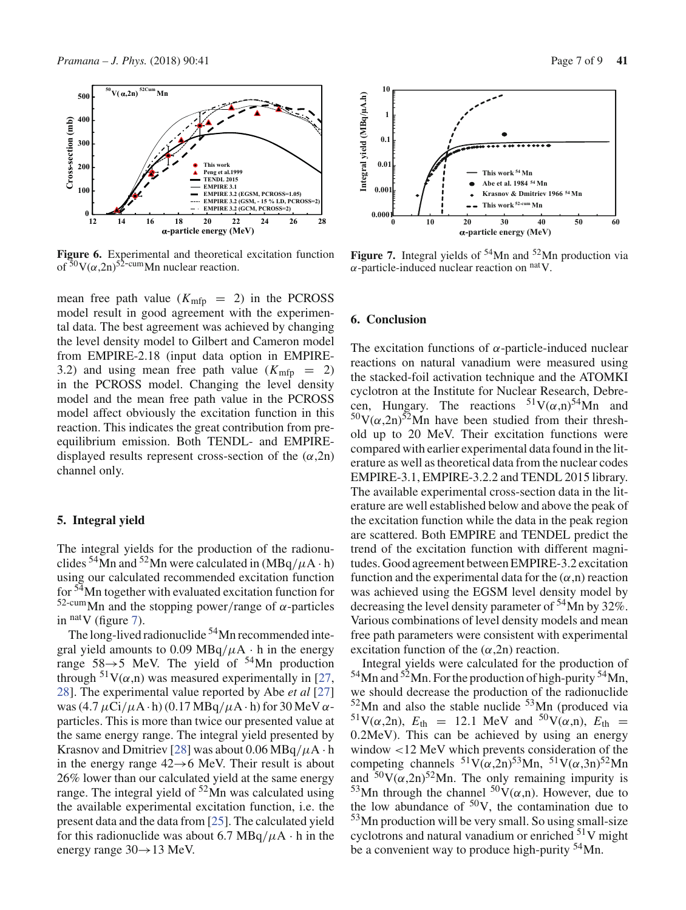**Figure 6.** Experimental and theoretical excitation function of $^{50}V(\alpha,2n)^{52\text{-cum}}Mn$ nuclear reaction.

**Figure 7.** Integral yields of $^{54}Mn$ and $^{52}Mn$ production via $\alpha$-particle-induced nuclear reaction on $^{nat}V$.

mean free path value ($K_{mfp} = 2$) in the PCROSS model result in good agreement with the experimental data. The best agreement was achieved by changing the level density model to Gilbert and Cameron model from EMPIRE-2.18 (input data option in EMPIRE-3.2) and using mean free path value ($K_{mfp} = 2$) in the PCROSS model. Changing the level density model and the mean free path value in the PCROSS model affect obviously the excitation function in this reaction. This indicates the great contribution from pre-equilibrium emission. Both TENDL- and EMPIRE-displayed results represent cross-section of the ($\alpha$,2n) channel only.

## 5. Integral yield

The integral yields for the production of the radionuclides $^{54}Mn$ and $^{52}Mn$ were calculated in (MBq/$\mu$A · h) using our calculated recommended excitation function for $^{54}Mn$ together with evaluated excitation function for $^{52\text{-cum}}Mn$ and the stopping power/range of $\alpha$-particles in $^{nat}V$ (figure 7).

The long-lived radionuclide $^{54}Mn$ recommended integral yield amounts to 0.09 MBq/$\mu$A · h in the energy range 58→5 MeV. The yield of $^{54}Mn$ production through $^{51}V(\alpha,n)$ was measured experimentally in [27, 28]. The experimental value reported by Abe *et al* [27] was (4.7 $\mu$Ci/$\mu$A · h) (0.17 MBq/$\mu$A · h) for 30 MeV $\alpha$-particles. This is more than twice our presented value at the same energy range. The integral yield presented by Krasnov and Dmitriev [28] was about 0.06 MBq/$\mu$A · h in the energy range 42→6 MeV. Their result is about 26% lower than our calculated yield at the same energy range. The integral yield of $^{52}Mn$ was calculated using the available experimental excitation function, i.e. the present data and the data from [25]. The calculated yield for this radionuclide was about 6.7 MBq/$\mu$A · h in the energy range 30→13 MeV.

## 6. Conclusion

The excitation functions of $\alpha$-particle-induced nuclear reactions on natural vanadium were measured using the stacked-foil activation technique and the ATOMKI cyclotron at the Institute for Nuclear Research, Debrecen, Hungary. The reactions $^{51}V(\alpha,n)^{54}Mn$ and $^{50}V(\alpha,2n)^{52}Mn$ have been studied from their threshold up to 20 MeV. Their excitation functions were compared with earlier experimental data found in the literature as well as theoretical data from the nuclear codes EMPIRE-3.1, EMPIRE-3.2.2 and TENDL 2015 library. The available experimental cross-section data in the literature are well established below and above the peak of the excitation function while the data in the peak region are scattered. Both EMPIRE and TENDEL predict the trend of the excitation function with different magnitudes. Good agreement between EMPIRE-3.2 excitation function and the experimental data for the ($\alpha$,n) reaction was achieved using the EGSM level density model by decreasing the level density parameter of $^{54}Mn$ by 32%. Various combinations of level density models and mean free path parameters were consistent with experimental excitation function of the ($\alpha$,2n) reaction.

Integral yields were calculated for the production of $^{54}Mn$ and $^{52}Mn$. For the production of high-purity $^{54}Mn$, we should decrease the production of the radionuclide $^{52}Mn$ and also the stable nuclide $^{53}Mn$ (produced via $^{51}V(\alpha,2n)$, $E_{th} = 12.1$ MeV and $^{50}V(\alpha,n)$, $E_{th} = 0.2$MeV). This can be achieved by using an energy window <12 MeV which prevents consideration of the competing channels $^{51}V(\alpha,2n)^{53}Mn$, $^{51}V(\alpha,3n)^{52}Mn$ and $^{50}V(\alpha,2n)^{52}Mn$. The only remaining impurity is $^{53}Mn$ through the channel $^{50}V(\alpha,n)$. However, due to the low abundance of $^{50}V$, the contamination due to $^{53}Mn$ production will be very small. So using small-size cyclotrons and natural vanadium or enriched $^{51}V$ might be a convenient way to produce high-purity $^{54}Mn$.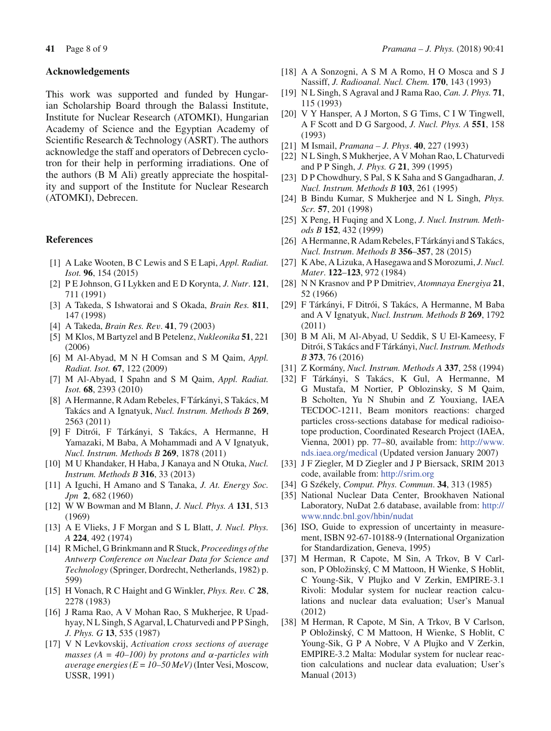## Acknowledgements

This work was supported and funded by Hungarian Scholarship Board through the Balassi Institute, Institute for Nuclear Research (ATOMKI), Hungarian Academy of Science and the Egyptian Academy of Scientific Research & Technology (ASRT). The authors acknowledge the staff and operators of Debrecen cyclotron for their help in performing irradiations. One of the authors (B M Ali) greatly appreciate the hospitality and support of the Institute for Nuclear Research (ATOMKI), Debrecen.

## References

[1] A Lake Wooten, B C Lewis and S E Lapi, *Appl. Radiat. Isot.* **96**, 154 (2015)

[2] P E Johnson, G I Lykken and E D Korynta, *J. Nutr*. **121**, 711 (1991)

[3] A Takeda, S Ishwatorai and S Okada, *Brain Res.* **811**, 147 (1998)

[4] A Takeda, *Brain Res. Rev*. **41**, 79 (2003)

[5] M Klos, M Bartyzel and B Petelenz, *Nukleonika* **51**, 221 (2006)

[6] M Al-Abyad, M N H Comsan and S M Qaim, *Appl. Radiat. Isot.* **67**, 122 (2009)

[7] M Al-Abyad, I Spahn and S M Qaim, *Appl. Radiat. Isot.* **68**, 2393 (2010)

[8] A Hermanne, R Adam Rebeles, F Tárkányi, S Takács, M Takács and A Ignatyuk, *Nucl. Instrum. Methods B* **269**, 2563 (2011)

[9] F Ditrói, F Tárkányi, S Takács, A Hermanne, H Yamazaki, M Baba, A Mohammadi and A V Ignatyuk, *Nucl. Instrum. Methods B* **269**, 1878 (2011)

[10] M U Khandaker, H Haba, J Kanaya and N Otuka, *Nucl. Instrum. Methods B* **316**, 33 (2013)

[11] A Iguchi, H Amano and S Tanaka, *J. At. Energy Soc. Jpn* **2**, 682 (1960)

[12] W W Bowman and M Blann, *J. Nucl. Phys. A* **131**, 513 (1969)

[13] A E Vlieks, J F Morgan and S L Blatt, *J. Nucl. Phys. A* **224**, 492 (1974)

[14] R Michel, G Brinkmann and R Stuck, *Proceedings of the Antwerp Conference on Nuclear Data for Science and Technology* (Springer, Dordrecht, Netherlands, 1982) p. 599)

[15] H Vonach, R C Haight and G Winkler, *Phys. Rev. C* **28**, 2278 (1983)

[16] J Rama Rao, A V Mohan Rao, S Mukherjee, R Upadhyay, N L Singh, S Agarval, L Chaturvedi and P P Singh, *J. Phys. G* **13**, 535 (1987)

[17] V N Levkovskij, *Activation cross sections of average masses (A = 40–100) by protons and α-particles with average energies (E = 10–50 MeV)* (Inter Vesi, Moscow, USSR, 1991)

[18] A A Sonzogni, A S M A Romo, H O Mosca and S J Nassiff, *J. Radioanal. Nucl. Chem.* **170**, 143 (1993)

[19] N L Singh, S Agraval and J Rama Rao, *Can. J. Phys.* **71**, 115 (1993)

[20] V Y Hansper, A J Morton, S G Tims, C I W Tingwell, A F Scott and D G Sargood, *J. Nucl. Phys. A* **551**, 158 (1993)

[21] M Ismail, *Pramana – J. Phys*. **40**, 227 (1993)

[22] N L Singh, S Mukherjee, A V Mohan Rao, L Chaturvedi and P P Singh, *J. Phys. G* **21**, 399 (1995)

[23] D P Chowdhury, S Pal, S K Saha and S Gangadharan, *J. Nucl. Instrum. Methods B* **103**, 261 (1995)

[24] B Bindu Kumar, S Mukherjee and N L Singh, *Phys. Scr.* **57**, 201 (1998)

[25] X Peng, H Fuqing and X Long, *J. Nucl. Instrum. Methods B* **152**, 432 (1999)

[26] A Hermanne, R Adam Rebeles, F Tárkányi and S Takács, *Nucl. Instrum. Methods B* **356**–**357**, 28 (2015)

[27] K Abe, A Lizuka, A Hasegawa and S Morozumi, *J. Nucl. Mater*. **122**–**123**, 972 (1984)

[28] N N Krasnov and P P Dmitriev, *Atomnaya Energiya* **21**, 52 (1966)

[29] F Tárkányi, F Ditrói, S Takács, A Hermanne, M Baba and A V Ignatyuk, *Nucl. Instrum. Methods B* **269**, 1792 (2011)

[30] B M Ali, M Al-Abyad, U Seddik, S U El-Kameesy, F Ditrói, S Takács and F Tárkányi, *Nucl. Instrum. Methods B* **373**, 76 (2016)

[31] Z Kormány, *Nucl. Instrum. Methods A* **337**, 258 (1994)

[32] F Tárkányi, S Takács, K Gul, A Hermanne, M G Mustafa, M Nortier, P Oblozinsky, S M Qaim, B Scholten, Yu N Shubin and Z Youxiang, IAEA TECDOC-1211, Beam monitors reactions: charged particles cross-sections database for medical radioisotope production, Coordinated Research Project (IAEA, Vienna, 2001) pp. 77–80, available from: http://www.nds.iaea.org/medical (Updated version January 2007)

[33] J F Ziegler, M D Ziegler and J P Biersack, SRIM 2013 code, available from: http://srim.org

[34] G Székely, *Comput. Phys. Commun*. **34**, 313 (1985)

[35] National Nuclear Data Center, Brookhaven National Laboratory, NuDat 2.6 database, available from: http://www.nndc.bnl.gov/hbin/nudat

[36] ISO, Guide to expression of uncertainty in measurement, ISBN 92-67-10188-9 (International Organization for Standardization, Geneva, 1995)

[37] M Herman, R Capote, M Sin, A Trkov, B V Carlson, P Obložinský, C M Mattoon, H Wienke, S Hoblit, C Young-Sik, V Plujko and V Zerkin, EMPIRE-3.1 Rivoli: Modular system for nuclear reaction calculations and nuclear data evaluation; User's Manual (2012)

[38] M Herman, R Capote, M Sin, A Trkov, B V Carlson, P Obložinský, C M Mattoon, H Wienke, S Hoblit, C Young-Sik, G P A Nobre, V A Plujko and V Zerkin, EMPIRE-3.2 Malta: Modular system for nuclear reaction calculations and nuclear data evaluation; User's Manual (2013)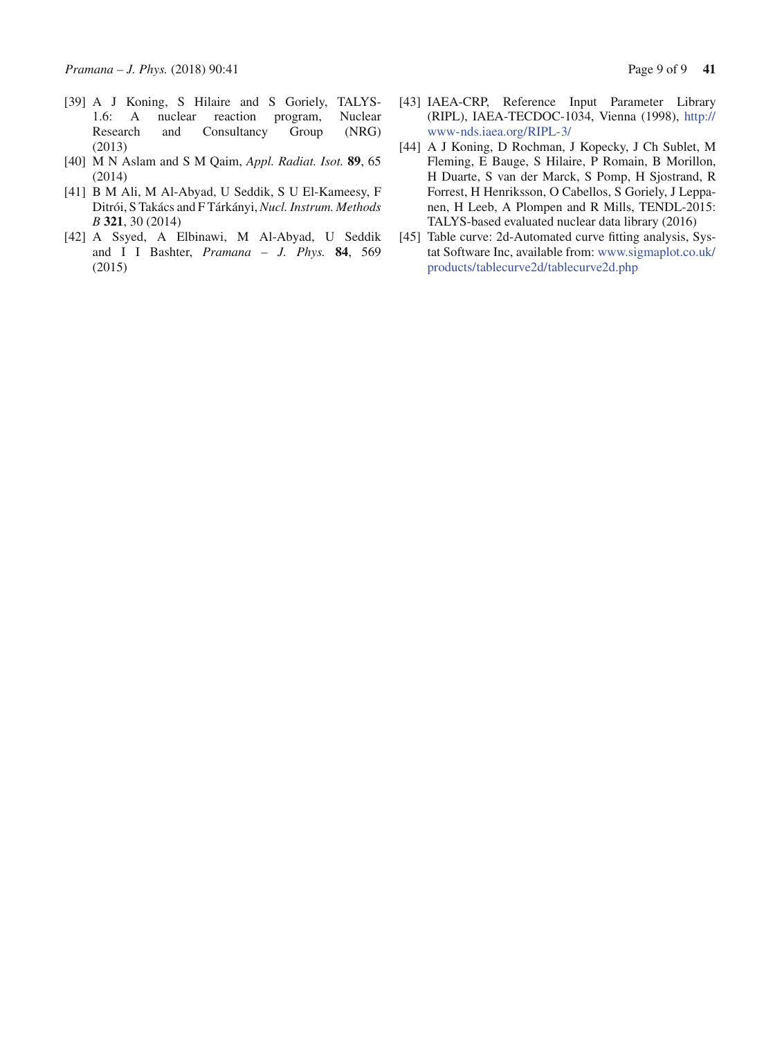[39] A J Koning, S Hilaire and S Goriely, TALYS-1.6: A nuclear reaction program, Nuclear Research and Consultancy Group (NRG) (2013)

[40] M N Aslam and S M Qaim, *Appl. Radiat. Isot.* **89**, 65 (2014)

[41] B M Ali, M Al-Abyad, U Seddik, S U El-Kameesy, F Ditrói, S Takács and F Tárkányi, *Nucl. Instrum. Methods B* **321**, 30 (2014)

[42] A Ssyed, A Elbinawi, M Al-Abyad, U Seddik and I I Bashter, *Pramana – J. Phys.* **84**, 569 (2015)

[43] IAEA-CRP, Reference Input Parameter Library (RIPL), IAEA-TECDOC-1034, Vienna (1998), http://www-nds.iaea.org/RIPL-3/

[44] A J Koning, D Rochman, J Kopecky, J Ch Sublet, M Fleming, E Bauge, S Hilaire, P Romain, B Morillon, H Duarte, S van der Marck, S Pomp, H Sjostrand, R Forrest, H Henriksson, O Cabellos, S Goriely, J Leppanen, H Leeb, A Plompen and R Mills, TENDL-2015: TALYS-based evaluated nuclear data library (2016)

[45] Table curve: 2d-Automated curve fitting analysis, Systat Software Inc, available from: www.sigmaplot.co.uk/products/tablecurve2d/tablecurve2d.php